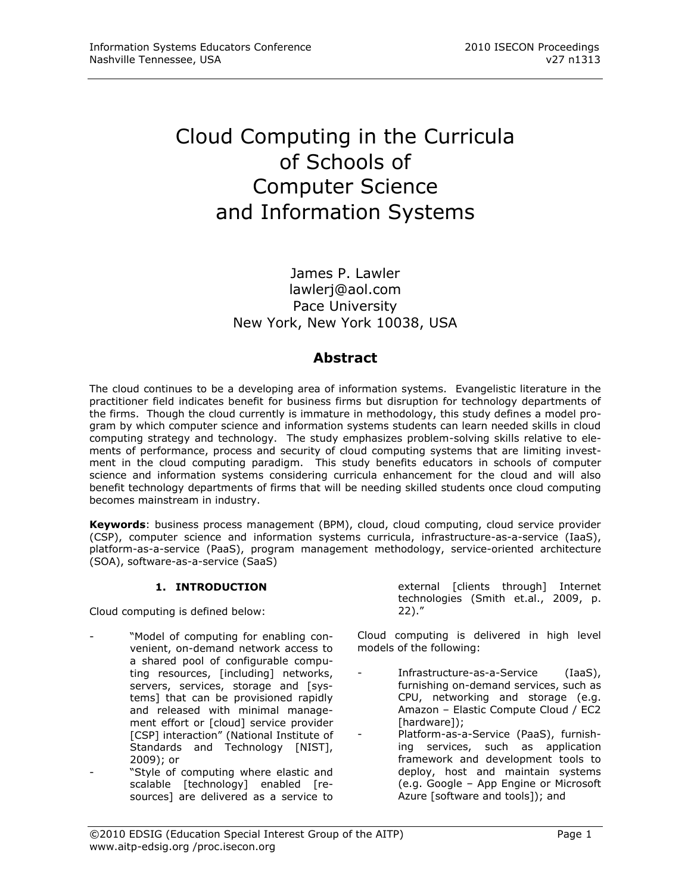# Cloud Computing in the Curricula of Schools of Computer Science and Information Systems

James P. Lawler
lawlerj@aol.com
Pace University
New York, New York 10038, USA

## Abstract

The cloud continues to be a developing area of information systems. Evangelistic literature in the practitioner field indicates benefit for business firms but disruption for technology departments of the firms. Though the cloud currently is immature in methodology, this study defines a model program by which computer science and information systems students can learn needed skills in cloud computing strategy and technology. The study emphasizes problem-solving skills relative to elements of performance, process and security of cloud computing systems that are limiting investment in the cloud computing paradigm. This study benefits educators in schools of computer science and information systems considering curricula enhancement for the cloud and will also benefit technology departments of firms that will be needing skilled students once cloud computing becomes mainstream in industry.

**Keywords**: business process management (BPM), cloud, cloud computing, cloud service provider (CSP), computer science and information systems curricula, infrastructure-as-a-service (IaaS), platform-as-a-service (PaaS), program management methodology, service-oriented architecture (SOA), software-as-a-service (SaaS)

## 1. INTRODUCTION

Cloud computing is defined below:

- "Model of computing for enabling convenient, on-demand network access to a shared pool of configurable computing resources, [including] networks, servers, services, storage and [systems] that can be provisioned rapidly and released with minimal management effort or [cloud] service provider [CSP] interaction" (National Institute of Standards and Technology [NIST], 2009); or
- "Style of computing where elastic and scalable [technology] enabled [resources] are delivered as a service to external [clients through] Internet technologies (Smith et.al., 2009, p. 22)."

Cloud computing is delivered in high level models of the following:

- Infrastructure-as-a-Service (IaaS), furnishing on-demand services, such as CPU, networking and storage (e.g. Amazon – Elastic Compute Cloud / EC2 [hardware]);
- Platform-as-a-Service (PaaS), furnishing services, such as application framework and development tools to deploy, host and maintain systems (e.g. Google – App Engine or Microsoft Azure [software and tools]); and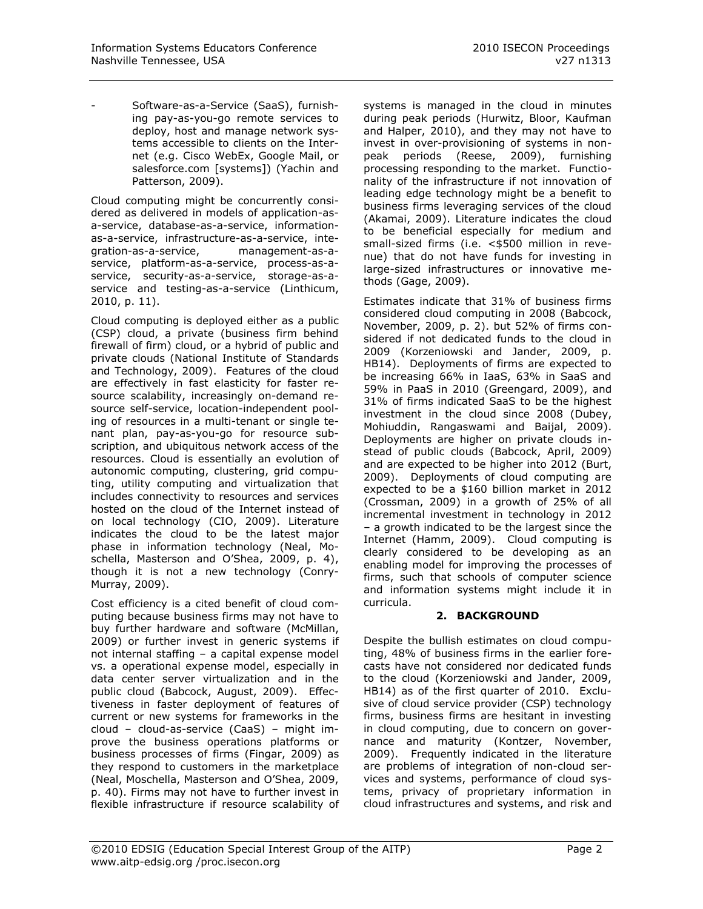- Software-as-a-Service (SaaS), furnishing pay-as-you-go remote services to deploy, host and manage network systems accessible to clients on the Internet (e.g. Cisco WebEx, Google Mail, or salesforce.com [systems]) (Yachin and Patterson, 2009).

Cloud computing might be concurrently considered as delivered in models of application-as-a-service, database-as-a-service, information-as-a-service, infrastructure-as-a-service, integration-as-a-service, management-as-a-service, platform-as-a-service, process-as-a-service, security-as-a-service, storage-as-a-service and testing-as-a-service (Linthicum, 2010, p. 11).

Cloud computing is deployed either as a public (CSP) cloud, a private (business firm behind firewall of firm) cloud, or a hybrid of public and private clouds (National Institute of Standards and Technology, 2009). Features of the cloud are effectively in fast elasticity for faster resource scalability, increasingly on-demand resource self-service, location-independent pooling of resources in a multi-tenant or single tenant plan, pay-as-you-go for resource subscription, and ubiquitous network access of the resources. Cloud is essentially an evolution of autonomic computing, clustering, grid computing, utility computing and virtualization that includes connectivity to resources and services hosted on the cloud of the Internet instead of on local technology (CIO, 2009). Literature indicates the cloud to be the latest major phase in information technology (Neal, Moschella, Masterson and O'Shea, 2009, p. 4), though it is not a new technology (Conry-Murray, 2009).

Cost efficiency is a cited benefit of cloud computing because business firms may not have to buy further hardware and software (McMillan, 2009) or further invest in generic systems if not internal staffing – a capital expense model vs. a operational expense model, especially in data center server virtualization and in the public cloud (Babcock, August, 2009). Effectiveness in faster deployment of features of current or new systems for frameworks in the cloud – cloud-as-service (CaaS) – might improve the business operations platforms or business processes of firms (Fingar, 2009) as they respond to customers in the marketplace (Neal, Moschella, Masterson and O'Shea, 2009, p. 40). Firms may not have to further invest in flexible infrastructure if resource scalability of systems is managed in the cloud in minutes during peak periods (Hurwitz, Bloor, Kaufman and Halper, 2010), and they may not have to invest in over-provisioning of systems in non-peak periods (Reese, 2009), furnishing processing responding to the market. Functionality of the infrastructure if not innovation of leading edge technology might be a benefit to business firms leveraging services of the cloud (Akamai, 2009). Literature indicates the cloud to be beneficial especially for medium and small-sized firms (i.e. <$500 million in revenue) that do not have funds for investing in large-sized infrastructures or innovative methods (Gage, 2009).

Estimates indicate that 31% of business firms considered cloud computing in 2008 (Babcock, November, 2009, p. 2). but 52% of firms considered if not dedicated funds to the cloud in 2009 (Korzeniowski and Jander, 2009, p. HB14). Deployments of firms are expected to be increasing 66% in IaaS, 63% in SaaS and 59% in PaaS in 2010 (Greengard, 2009), and 31% of firms indicated SaaS to be the highest investment in the cloud since 2008 (Dubey, Mohiuddin, Rangaswami and Baijal, 2009). Deployments are higher on private clouds instead of public clouds (Babcock, April, 2009) and are expected to be higher into 2012 (Burt, 2009). Deployments of cloud computing are expected to be a $160 billion market in 2012 (Crossman, 2009) in a growth of 25% of all incremental investment in technology in 2012 – a growth indicated to be the largest since the Internet (Hamm, 2009). Cloud computing is clearly considered to be developing as an enabling model for improving the processes of firms, such that schools of computer science and information systems might include it in curricula.

## 2. BACKGROUND

Despite the bullish estimates on cloud computing, 48% of business firms in the earlier forecasts have not considered nor dedicated funds to the cloud (Korzeniowski and Jander, 2009, HB14) as of the first quarter of 2010. Exclusive of cloud service provider (CSP) technology firms, business firms are hesitant in investing in cloud computing, due to concern on governance and maturity (Kontzer, November, 2009). Frequently indicated in the literature are problems of integration of non-cloud services and systems, performance of cloud systems, privacy of proprietary information in cloud infrastructures and systems, and risk and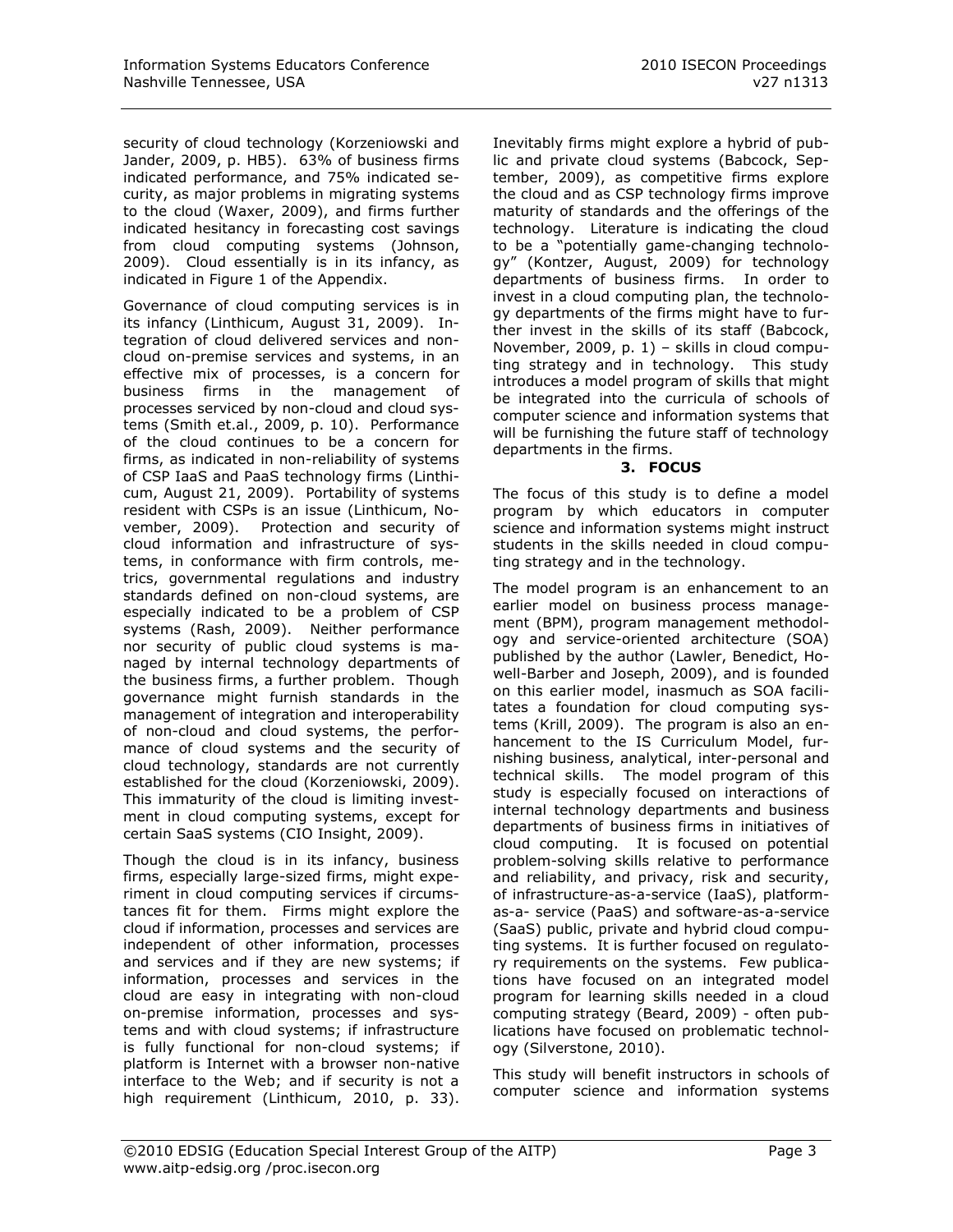security of cloud technology (Korzeniowski and Jander, 2009, p. HB5). 63% of business firms indicated performance, and 75% indicated security, as major problems in migrating systems to the cloud (Waxer, 2009), and firms further indicated hesitancy in forecasting cost savings from cloud computing systems (Johnson, 2009). Cloud essentially is in its infancy, as indicated in Figure 1 of the Appendix.

Governance of cloud computing services is in its infancy (Linthicum, August 31, 2009). Integration of cloud delivered services and non-cloud on-premise services and systems, in an effective mix of processes, is a concern for business firms in the management of processes serviced by non-cloud and cloud systems (Smith et.al., 2009, p. 10). Performance of the cloud continues to be a concern for firms, as indicated in non-reliability of systems of CSP IaaS and PaaS technology firms (Linthicum, August 21, 2009). Portability of systems resident with CSPs is an issue (Linthicum, November, 2009). Protection and security of cloud information and infrastructure of systems, in conformance with firm controls, metrics, governmental regulations and industry standards defined on non-cloud systems, are especially indicated to be a problem of CSP systems (Rash, 2009). Neither performance nor security of public cloud systems is managed by internal technology departments of the business firms, a further problem. Though governance might furnish standards in the management of integration and interoperability of non-cloud and cloud systems, the performance of cloud systems and the security of cloud technology, standards are not currently established for the cloud (Korzeniowski, 2009). This immaturity of the cloud is limiting investment in cloud computing systems, except for certain SaaS systems (CIO Insight, 2009).

Though the cloud is in its infancy, business firms, especially large-sized firms, might experiment in cloud computing services if circumstances fit for them. Firms might explore the cloud if information, processes and services are independent of other information, processes and services and if they are new systems; if information, processes and services in the cloud are easy in integrating with non-cloud on-premise information, processes and systems and with cloud systems; if infrastructure is fully functional for non-cloud systems; if platform is Internet with a browser non-native interface to the Web; and if security is not a high requirement (Linthicum, 2010, p. 33). Inevitably firms might explore a hybrid of public and private cloud systems (Babcock, September, 2009), as competitive firms explore the cloud and as CSP technology firms improve maturity of standards and the offerings of the technology. Literature is indicating the cloud to be a "potentially game-changing technology" (Kontzer, August, 2009) for technology departments of business firms. In order to invest in a cloud computing plan, the technology departments of the firms might have to further invest in the skills of its staff (Babcock, November, 2009, p. 1) – skills in cloud computing strategy and in technology. This study introduces a model program of skills that might be integrated into the curricula of schools of computer science and information systems that will be furnishing the future staff of technology departments in the firms.

## 3. FOCUS

The focus of this study is to define a model program by which educators in computer science and information systems might instruct students in the skills needed in cloud computing strategy and in the technology.

The model program is an enhancement to an earlier model on business process management (BPM), program management methodology and service-oriented architecture (SOA) published by the author (Lawler, Benedict, Howell-Barber and Joseph, 2009), and is founded on this earlier model, inasmuch as SOA facilitates a foundation for cloud computing systems (Krill, 2009). The program is also an enhancement to the IS Curriculum Model, furnishing business, analytical, inter-personal and technical skills. The model program of this study is especially focused on interactions of internal technology departments and business departments of business firms in initiatives of cloud computing. It is focused on potential problem-solving skills relative to performance and reliability, and privacy, risk and security, of infrastructure-as-a-service (IaaS), platform-as-a- service (PaaS) and software-as-a-service (SaaS) public, private and hybrid cloud computing systems. It is further focused on regulatory requirements on the systems. Few publications have focused on an integrated model program for learning skills needed in a cloud computing strategy (Beard, 2009) - often publications have focused on problematic technology (Silverstone, 2010).

This study will benefit instructors in schools of computer science and information systems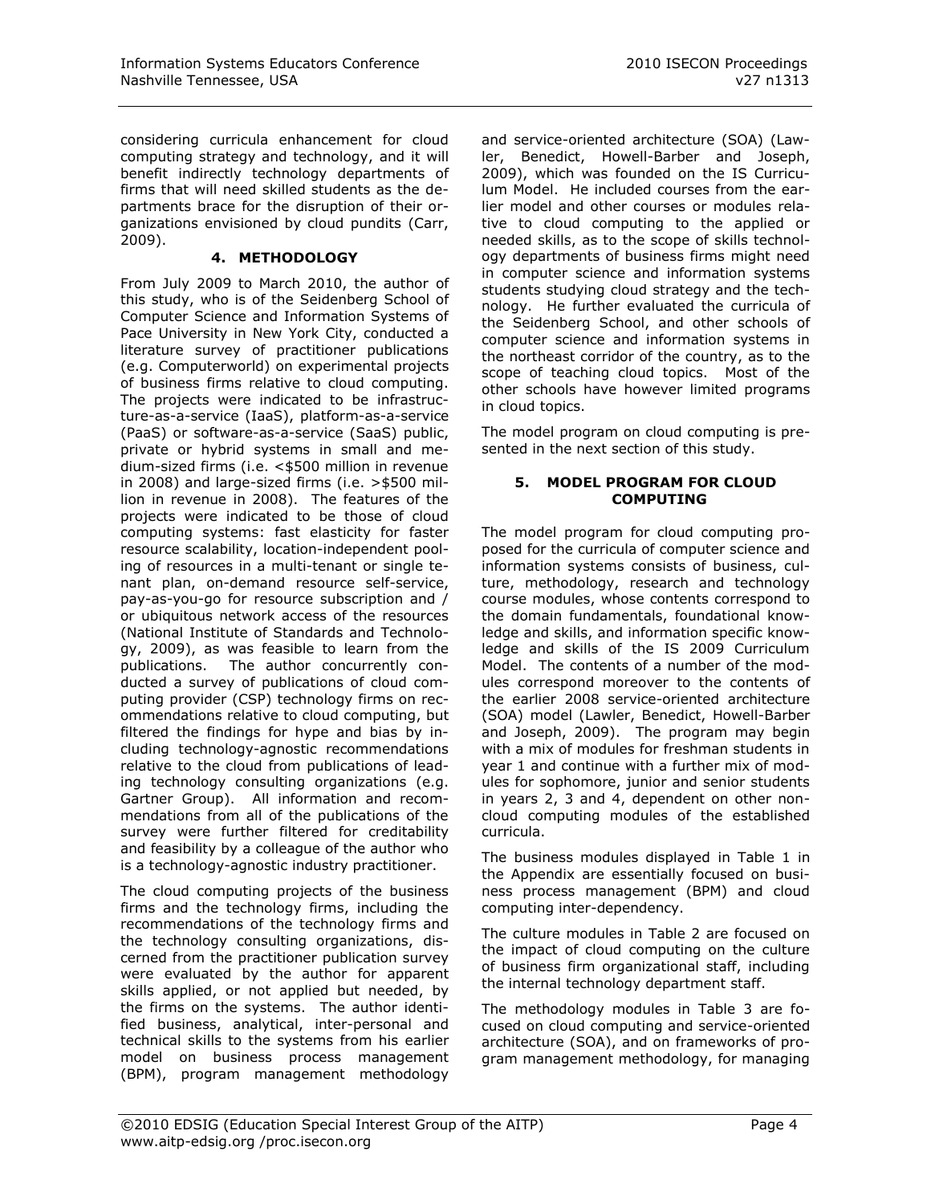considering curricula enhancement for cloud computing strategy and technology, and it will benefit indirectly technology departments of firms that will need skilled students as the departments brace for the disruption of their organizations envisioned by cloud pundits (Carr, 2009).

## 4. METHODOLOGY

From July 2009 to March 2010, the author of this study, who is of the Seidenberg School of Computer Science and Information Systems of Pace University in New York City, conducted a literature survey of practitioner publications (e.g. Computerworld) on experimental projects of business firms relative to cloud computing. The projects were indicated to be infrastructure-as-a-service (IaaS), platform-as-a-service (PaaS) or software-as-a-service (SaaS) public, private or hybrid systems in small and medium-sized firms (i.e. <$500 million in revenue in 2008) and large-sized firms (i.e. >$500 million in revenue in 2008). The features of the projects were indicated to be those of cloud computing systems: fast elasticity for faster resource scalability, location-independent pooling of resources in a multi-tenant or single tenant plan, on-demand resource self-service, pay-as-you-go for resource subscription and / or ubiquitous network access of the resources (National Institute of Standards and Technology, 2009), as was feasible to learn from the publications. The author concurrently conducted a survey of publications of cloud computing provider (CSP) technology firms on recommendations relative to cloud computing, but filtered the findings for hype and bias by including technology-agnostic recommendations relative to the cloud from publications of leading technology consulting organizations (e.g. Gartner Group). All information and recommendations from all of the publications of the survey were further filtered for creditability and feasibility by a colleague of the author who is a technology-agnostic industry practitioner.

The cloud computing projects of the business firms and the technology firms, including the recommendations of the technology firms and the technology consulting organizations, discerned from the practitioner publication survey were evaluated by the author for apparent skills applied, or not applied but needed, by the firms on the systems. The author identified business, analytical, inter-personal and technical skills to the systems from his earlier model on business process management (BPM), program management methodology and service-oriented architecture (SOA) (Lawler, Benedict, Howell-Barber and Joseph, 2009), which was founded on the IS Curriculum Model. He included courses from the earlier model and other courses or modules relative to cloud computing to the applied or needed skills, as to the scope of skills technology departments of business firms might need in computer science and information systems students studying cloud strategy and the technology. He further evaluated the curricula of the Seidenberg School, and other schools of computer science and information systems in the northeast corridor of the country, as to the scope of teaching cloud topics. Most of the other schools have however limited programs in cloud topics.

The model program on cloud computing is presented in the next section of this study.

## 5. MODEL PROGRAM FOR CLOUD COMPUTING

The model program for cloud computing proposed for the curricula of computer science and information systems consists of business, culture, methodology, research and technology course modules, whose contents correspond to the domain fundamentals, foundational knowledge and skills, and information specific knowledge and skills of the IS 2009 Curriculum Model. The contents of a number of the modules correspond moreover to the contents of the earlier 2008 service-oriented architecture (SOA) model (Lawler, Benedict, Howell-Barber and Joseph, 2009). The program may begin with a mix of modules for freshman students in year 1 and continue with a further mix of modules for sophomore, junior and senior students in years 2, 3 and 4, dependent on other non-cloud computing modules of the established curricula.

The business modules displayed in Table 1 in the Appendix are essentially focused on business process management (BPM) and cloud computing inter-dependency.

The culture modules in Table 2 are focused on the impact of cloud computing on the culture of business firm organizational staff, including the internal technology department staff.

The methodology modules in Table 3 are focused on cloud computing and service-oriented architecture (SOA), and on frameworks of program management methodology, for managing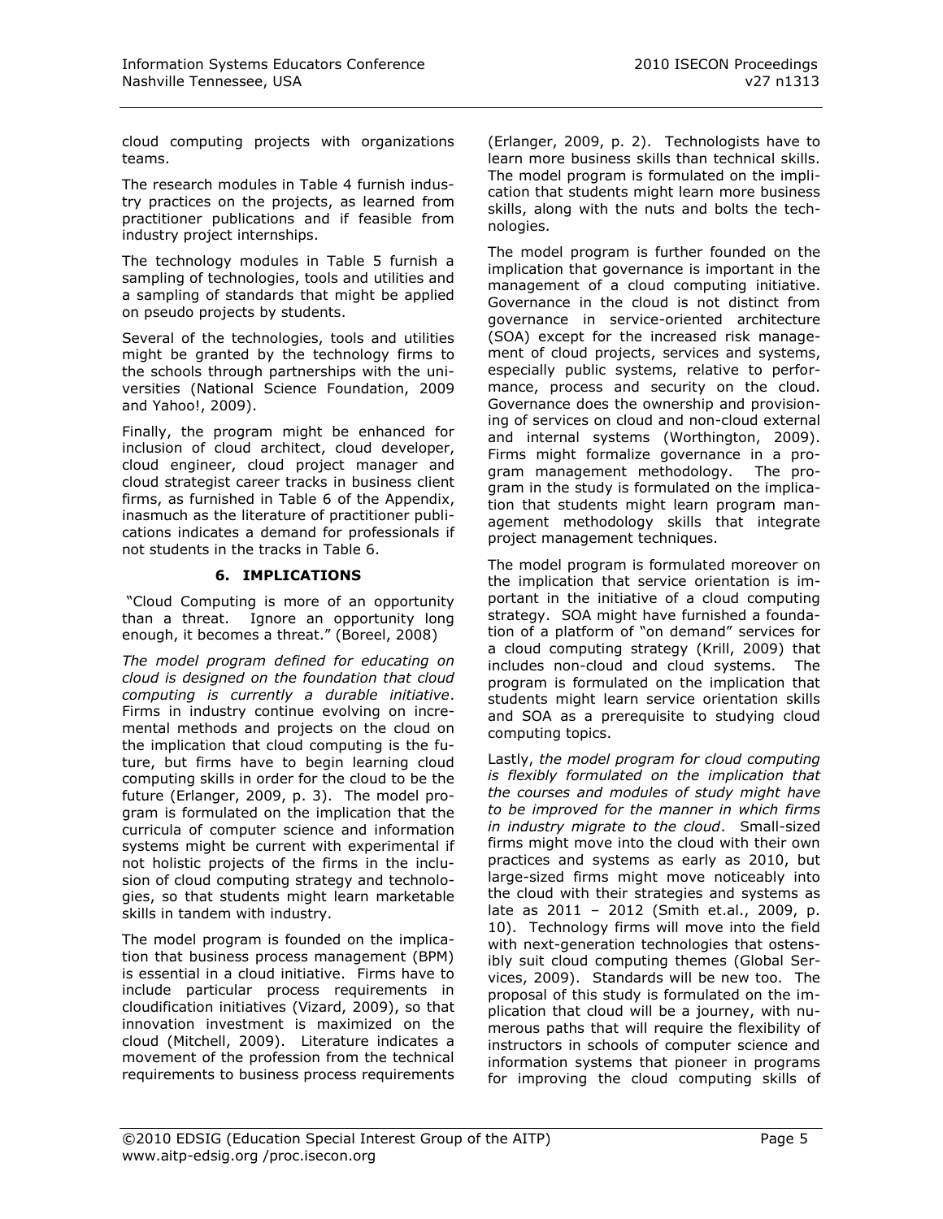cloud computing projects with organizations teams.

The research modules in Table 4 furnish industry practices on the projects, as learned from practitioner publications and if feasible from industry project internships.

The technology modules in Table 5 furnish a sampling of technologies, tools and utilities and a sampling of standards that might be applied on pseudo projects by students.

Several of the technologies, tools and utilities might be granted by the technology firms to the schools through partnerships with the universities (National Science Foundation, 2009 and Yahoo!, 2009).

Finally, the program might be enhanced for inclusion of cloud architect, cloud developer, cloud engineer, cloud project manager and cloud strategist career tracks in business client firms, as furnished in Table 6 of the Appendix, inasmuch as the literature of practitioner publications indicates a demand for professionals if not students in the tracks in Table 6.

## 6. IMPLICATIONS

"Cloud Computing is more of an opportunity than a threat. Ignore an opportunity long enough, it becomes a threat." (Boreel, 2008)

*The model program defined for educating on cloud is designed on the foundation that cloud computing is currently a durable initiative*. Firms in industry continue evolving on incremental methods and projects on the cloud on the implication that cloud computing is the future, but firms have to begin learning cloud computing skills in order for the cloud to be the future (Erlanger, 2009, p. 3). The model program is formulated on the implication that the curricula of computer science and information systems might be current with experimental if not holistic projects of the firms in the inclusion of cloud computing strategy and technologies, so that students might learn marketable skills in tandem with industry.

The model program is founded on the implication that business process management (BPM) is essential in a cloud initiative. Firms have to include particular process requirements in cloudification initiatives (Vizard, 2009), so that innovation investment is maximized on the cloud (Mitchell, 2009). Literature indicates a movement of the profession from the technical requirements to business process requirements (Erlanger, 2009, p. 2). Technologists have to learn more business skills than technical skills. The model program is formulated on the implication that students might learn more business skills, along with the nuts and bolts the technologies.

The model program is further founded on the implication that governance is important in the management of a cloud computing initiative. Governance in the cloud is not distinct from governance in service-oriented architecture (SOA) except for the increased risk management of cloud projects, services and systems, especially public systems, relative to performance, process and security on the cloud. Governance does the ownership and provisioning of services on cloud and non-cloud external and internal systems (Worthington, 2009). Firms might formalize governance in a program management methodology. The program in the study is formulated on the implication that students might learn program management methodology skills that integrate project management techniques.

The model program is formulated moreover on the implication that service orientation is important in the initiative of a cloud computing strategy. SOA might have furnished a foundation of a platform of "on demand" services for a cloud computing strategy (Krill, 2009) that includes non-cloud and cloud systems. The program is formulated on the implication that students might learn service orientation skills and SOA as a prerequisite to studying cloud computing topics.

Lastly, *the model program for cloud computing is flexibly formulated on the implication that the courses and modules of study might have to be improved for the manner in which firms in industry migrate to the cloud*. Small-sized firms might move into the cloud with their own practices and systems as early as 2010, but large-sized firms might move noticeably into the cloud with their strategies and systems as late as 2011 – 2012 (Smith et.al., 2009, p. 10). Technology firms will move into the field with next-generation technologies that ostensibly suit cloud computing themes (Global Services, 2009). Standards will be new too. The proposal of this study is formulated on the implication that cloud will be a journey, with numerous paths that will require the flexibility of instructors in schools of computer science and information systems that pioneer in programs for improving the cloud computing skills of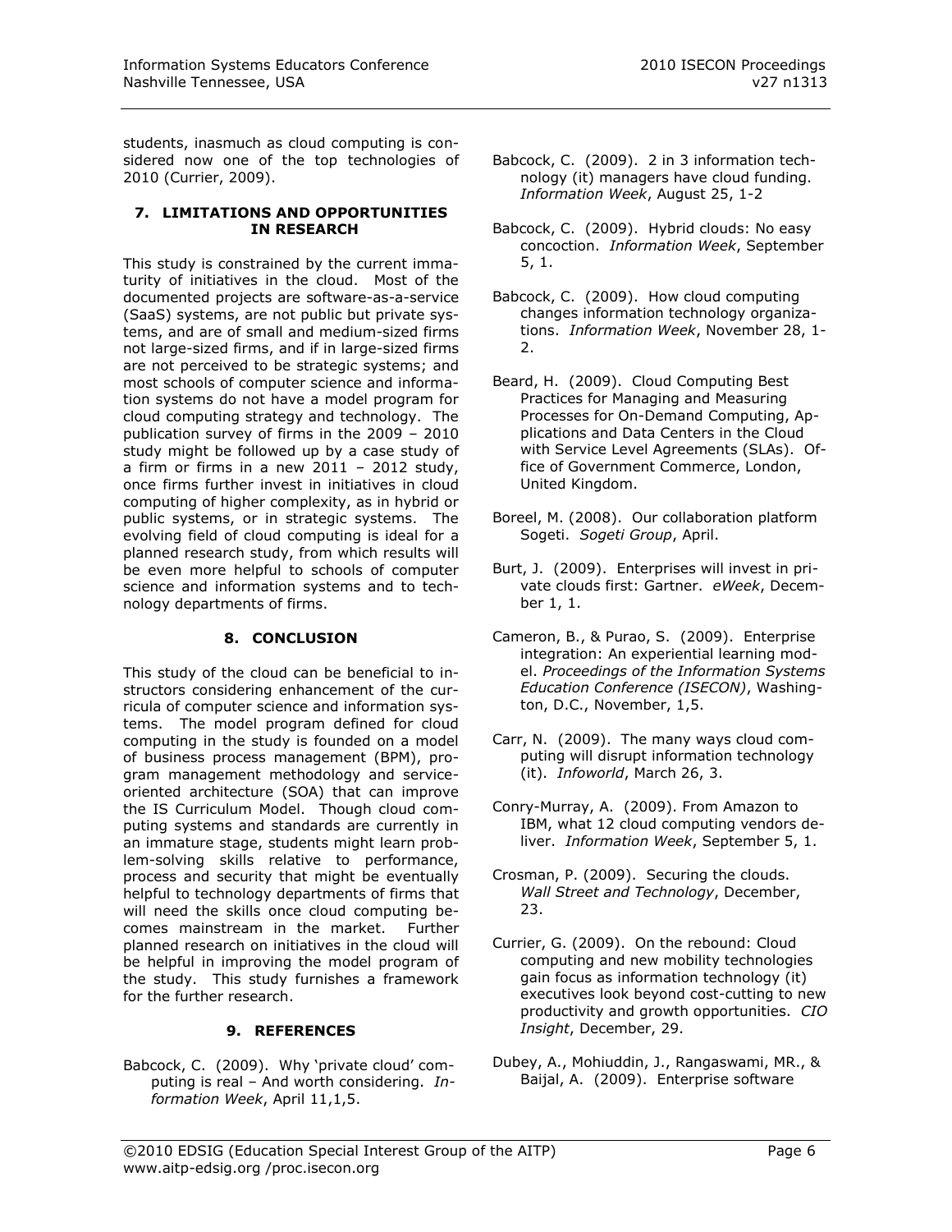students, inasmuch as cloud computing is considered now one of the top technologies of 2010 (Currier, 2009).

## 7. LIMITATIONS AND OPPORTUNITIES IN RESEARCH

This study is constrained by the current immaturity of initiatives in the cloud. Most of the documented projects are software-as-a-service (SaaS) systems, are not public but private systems, and are of small and medium-sized firms not large-sized firms, and if in large-sized firms are not perceived to be strategic systems; and most schools of computer science and information systems do not have a model program for cloud computing strategy and technology. The publication survey of firms in the 2009 – 2010 study might be followed up by a case study of a firm or firms in a new 2011 – 2012 study, once firms further invest in initiatives in cloud computing of higher complexity, as in hybrid or public systems, or in strategic systems. The evolving field of cloud computing is ideal for a planned research study, from which results will be even more helpful to schools of computer science and information systems and to technology departments of firms.

## 8. CONCLUSION

This study of the cloud can be beneficial to instructors considering enhancement of the curricula of computer science and information systems. The model program defined for cloud computing in the study is founded on a model of business process management (BPM), program management methodology and service-oriented architecture (SOA) that can improve the IS Curriculum Model. Though cloud computing systems and standards are currently in an immature stage, students might learn problem-solving skills relative to performance, process and security that might be eventually helpful to technology departments of firms that will need the skills once cloud computing becomes mainstream in the market. Further planned research on initiatives in the cloud will be helpful in improving the model program of the study. This study furnishes a framework for the further research.

## 9. REFERENCES

Babcock, C. (2009). Why 'private cloud' computing is real – And worth considering. *Information Week*, April 11,1,5.

Babcock, C. (2009). 2 in 3 information technology (it) managers have cloud funding. *Information Week*, August 25, 1-2

Babcock, C. (2009). Hybrid clouds: No easy concoction. *Information Week*, September 5, 1.

Babcock, C. (2009). How cloud computing changes information technology organizations. *Information Week*, November 28, 1-2.

Beard, H. (2009). Cloud Computing Best Practices for Managing and Measuring Processes for On-Demand Computing, Applications and Data Centers in the Cloud with Service Level Agreements (SLAs). Office of Government Commerce, London, United Kingdom.

Boreel, M. (2008). Our collaboration platform Sogeti. *Sogeti Group*, April.

Burt, J. (2009). Enterprises will invest in private clouds first: Gartner. *eWeek*, December 1, 1.

Cameron, B., & Purao, S. (2009). Enterprise integration: An experiential learning model. *Proceedings of the Information Systems Education Conference (ISECON)*, Washington, D.C., November, 1,5.

Carr, N. (2009). The many ways cloud computing will disrupt information technology (it). *Infoworld*, March 26, 3.

Conry-Murray, A. (2009). From Amazon to IBM, what 12 cloud computing vendors deliver. *Information Week*, September 5, 1.

Crosman, P. (2009). Securing the clouds. *Wall Street and Technology*, December, 23.

Currier, G. (2009). On the rebound: Cloud computing and new mobility technologies gain focus as information technology (it) executives look beyond cost-cutting to new productivity and growth opportunities. *CIO Insight*, December, 29.

Dubey, A., Mohiuddin, J., Rangaswami, MR., & Baijal, A. (2009). Enterprise software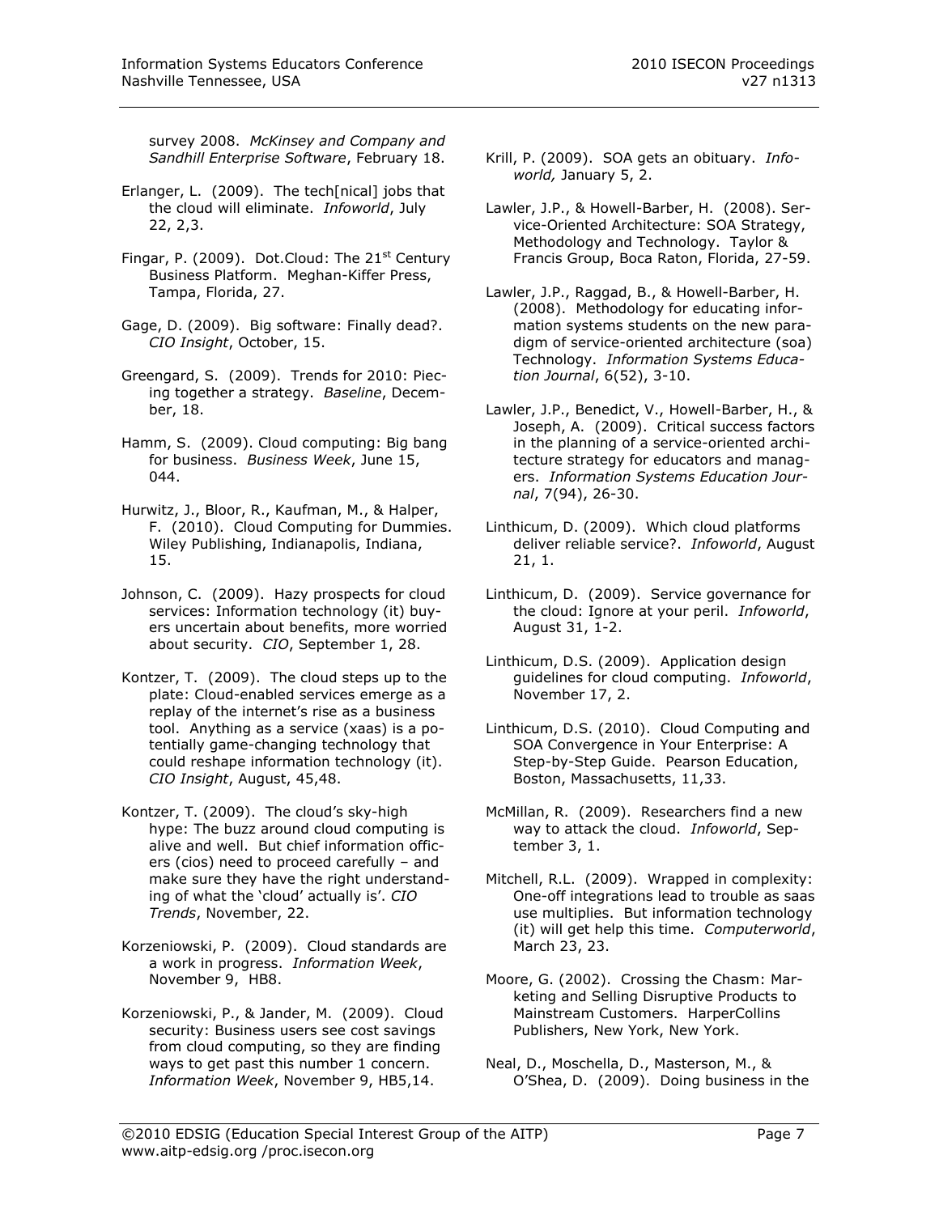survey 2008. *McKinsey and Company and Sandhill Enterprise Software*, February 18.

Erlanger, L. (2009). The tech[nical] jobs that the cloud will eliminate. *Infoworld*, July 22, 2,3.

Fingar, P. (2009). Dot.Cloud: The 21st Century Business Platform. Meghan-Kiffer Press, Tampa, Florida, 27.

Gage, D. (2009). Big software: Finally dead?. *CIO Insight*, October, 15.

Greengard, S. (2009). Trends for 2010: Piecing together a strategy. *Baseline*, December, 18.

Hamm, S. (2009). Cloud computing: Big bang for business. *Business Week*, June 15, 044.

Hurwitz, J., Bloor, R., Kaufman, M., & Halper, F. (2010). Cloud Computing for Dummies. Wiley Publishing, Indianapolis, Indiana, 15.

Johnson, C. (2009). Hazy prospects for cloud services: Information technology (it) buyers uncertain about benefits, more worried about security. *CIO*, September 1, 28.

Kontzer, T. (2009). The cloud steps up to the plate: Cloud-enabled services emerge as a replay of the internet's rise as a business tool. Anything as a service (xaas) is a potentially game-changing technology that could reshape information technology (it). *CIO Insight*, August, 45,48.

Kontzer, T. (2009). The cloud's sky-high hype: The buzz around cloud computing is alive and well. But chief information officers (cios) need to proceed carefully – and make sure they have the right understanding of what the 'cloud' actually is'. *CIO Trends*, November, 22.

Korzeniowski, P. (2009). Cloud standards are a work in progress. *Information Week*, November 9, HB8.

Korzeniowski, P., & Jander, M. (2009). Cloud security: Business users see cost savings from cloud computing, so they are finding ways to get past this number 1 concern. *Information Week*, November 9, HB5,14.

Krill, P. (2009). SOA gets an obituary. *Infoworld,* January 5, 2.

Lawler, J.P., & Howell-Barber, H. (2008). Service-Oriented Architecture: SOA Strategy, Methodology and Technology. Taylor & Francis Group, Boca Raton, Florida, 27-59.

Lawler, J.P., Raggad, B., & Howell-Barber, H. (2008). Methodology for educating information systems students on the new paradigm of service-oriented architecture (soa) Technology. *Information Systems Education Journal*, 6(52), 3-10.

Lawler, J.P., Benedict, V., Howell-Barber, H., & Joseph, A. (2009). Critical success factors in the planning of a service-oriented architecture strategy for educators and managers. *Information Systems Education Journal*, 7(94), 26-30.

Linthicum, D. (2009). Which cloud platforms deliver reliable service?. *Infoworld*, August 21, 1.

Linthicum, D. (2009). Service governance for the cloud: Ignore at your peril. *Infoworld*, August 31, 1-2.

Linthicum, D.S. (2009). Application design guidelines for cloud computing. *Infoworld*, November 17, 2.

Linthicum, D.S. (2010). Cloud Computing and SOA Convergence in Your Enterprise: A Step-by-Step Guide. Pearson Education, Boston, Massachusetts, 11,33.

McMillan, R. (2009). Researchers find a new way to attack the cloud. *Infoworld*, September 3, 1.

Mitchell, R.L. (2009). Wrapped in complexity: One-off integrations lead to trouble as saas use multiplies. But information technology (it) will get help this time. *Computerworld*, March 23, 23.

Moore, G. (2002). Crossing the Chasm: Marketing and Selling Disruptive Products to Mainstream Customers. HarperCollins Publishers, New York, New York.

Neal, D., Moschella, D., Masterson, M., & O'Shea, D. (2009). Doing business in the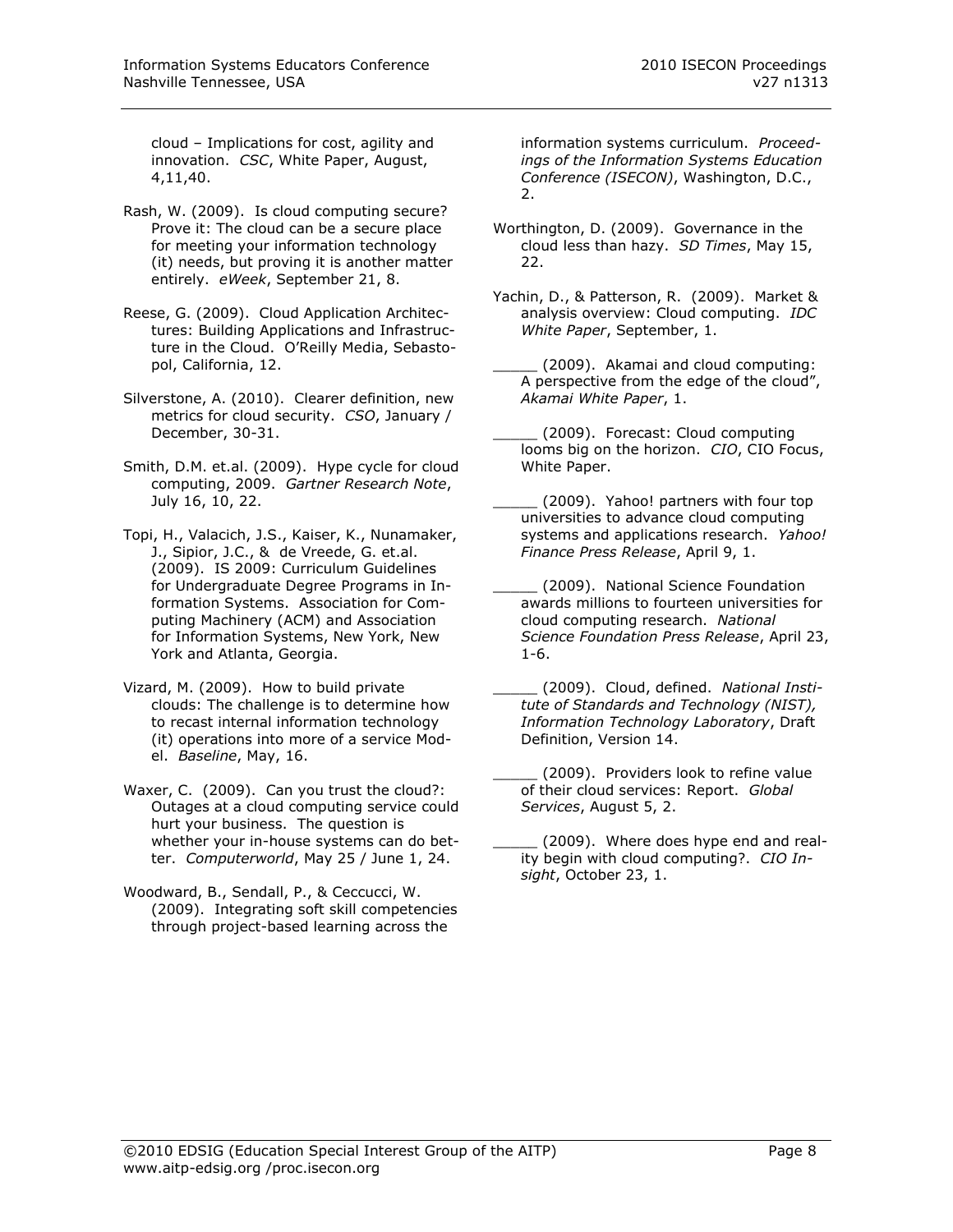cloud – Implications for cost, agility and innovation. *CSC*, White Paper, August, 4,11,40.

Rash, W. (2009). Is cloud computing secure? Prove it: The cloud can be a secure place for meeting your information technology (it) needs, but proving it is another matter entirely. *eWeek*, September 21, 8.

Reese, G. (2009). Cloud Application Architectures: Building Applications and Infrastructure in the Cloud. O'Reilly Media, Sebastopol, California, 12.

Silverstone, A. (2010). Clearer definition, new metrics for cloud security. *CSO*, January / December, 30-31.

Smith, D.M. et.al. (2009). Hype cycle for cloud computing, 2009. *Gartner Research Note*, July 16, 10, 22.

Topi, H., Valacich, J.S., Kaiser, K., Nunamaker, J., Sipior, J.C., & de Vreede, G. et.al. (2009). IS 2009: Curriculum Guidelines for Undergraduate Degree Programs in Information Systems. Association for Computing Machinery (ACM) and Association for Information Systems, New York, New York and Atlanta, Georgia.

Vizard, M. (2009). How to build private clouds: The challenge is to determine how to recast internal information technology (it) operations into more of a service Model. *Baseline*, May, 16.

Waxer, C. (2009). Can you trust the cloud?: Outages at a cloud computing service could hurt your business. The question is whether your in-house systems can do better. *Computerworld*, May 25 / June 1, 24.

Woodward, B., Sendall, P., & Ceccucci, W. (2009). Integrating soft skill competencies through project-based learning across the information systems curriculum. *Proceedings of the Information Systems Education Conference (ISECON)*, Washington, D.C., 2.

Worthington, D. (2009). Governance in the cloud less than hazy. *SD Times*, May 15, 22.

Yachin, D., & Patterson, R. (2009). Market & analysis overview: Cloud computing. *IDC White Paper*, September, 1.

_____ (2009). Akamai and cloud computing: A perspective from the edge of the cloud", *Akamai White Paper*, 1.

_____ (2009). Forecast: Cloud computing looms big on the horizon. *CIO*, CIO Focus, White Paper.

_____ (2009). Yahoo! partners with four top universities to advance cloud computing systems and applications research. *Yahoo! Finance Press Release*, April 9, 1.

_____ (2009). National Science Foundation awards millions to fourteen universities for cloud computing research. *National Science Foundation Press Release*, April 23, 1-6.

_____ (2009). Cloud, defined. *National Institute of Standards and Technology (NIST), Information Technology Laboratory*, Draft Definition, Version 14.

_____ (2009). Providers look to refine value of their cloud services: Report. *Global Services*, August 5, 2.

_____ (2009). Where does hype end and reality begin with cloud computing?. *CIO Insight*, October 23, 1.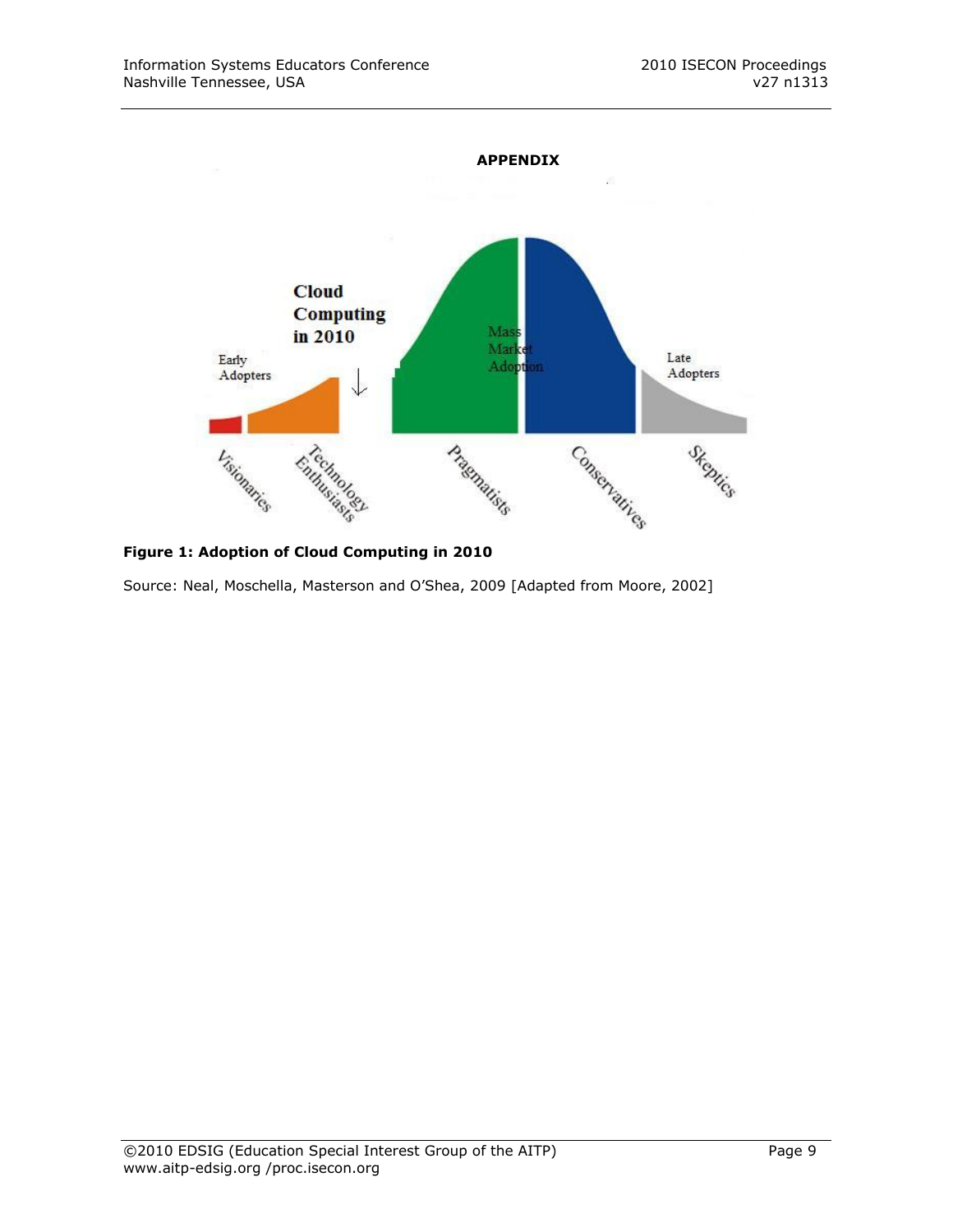## APPENDIX

**Figure 1: Adoption of Cloud Computing in 2010**

Source: Neal, Moschella, Masterson and O'Shea, 2009 [Adapted from Moore, 2002]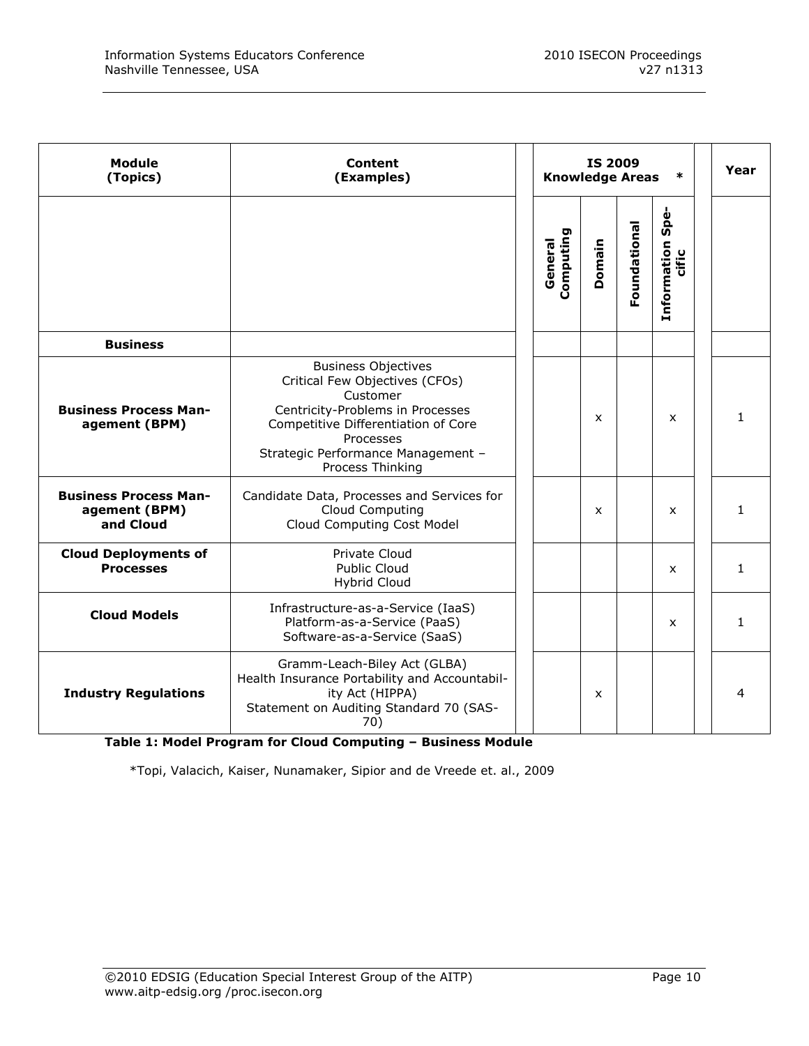| Module (Topics) | Content (Examples) | IS 2009 Knowledge Areas * | | | | Year |
|---|---|---|---|---|---|---|
| | | General Computing | Domain | Foundational | Information Specific | |
| **Business** | | | | | | |
| **Business Process Management (BPM)** | Business Objectives<br>Critical Few Objectives (CFOs)<br>Customer<br>Centricity-Problems in Processes<br>Competitive Differentiation of Core Processes<br>Strategic Performance Management – Process Thinking | | x | | x | 1 |
| **Business Process Management (BPM) and Cloud** | Candidate Data, Processes and Services for Cloud Computing<br>Cloud Computing Cost Model | | x | | x | 1 |
| **Cloud Deployments of Processes** | Private Cloud<br>Public Cloud<br>Hybrid Cloud | | | | x | 1 |
| **Cloud Models** | Infrastructure-as-a-Service (IaaS)<br>Platform-as-a-Service (PaaS)<br>Software-as-a-Service (SaaS) | | | | x | 1 |
| **Industry Regulations** | Gramm-Leach-Biley Act (GLBA)<br>Health Insurance Portability and Accountability Act (HIPPA)<br>Statement on Auditing Standard 70 (SAS-70) | | x | | | 4 |

**Table 1: Model Program for Cloud Computing – Business Module**

*Topi, Valacich, Kaiser, Nunamaker, Sipior and de Vreede et. al., 2009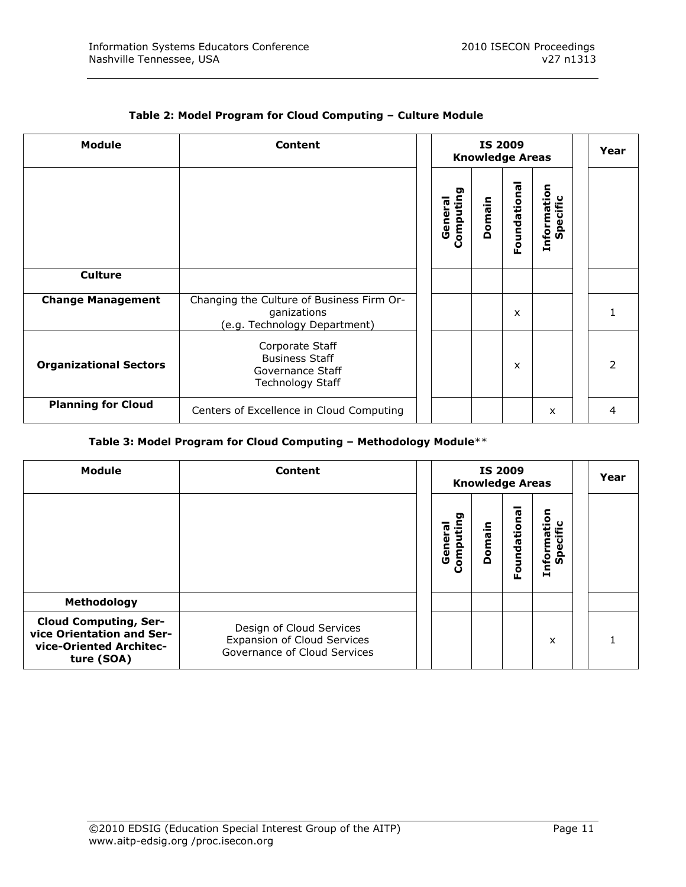**Table 2: Model Program for Cloud Computing – Culture Module**

| Module | Content | | IS 2009 Knowledge Areas | | | | | Year |
|---|---|---|---|---|---|---|---|---|
| | | | General Computing | Domain | Foundational | Information Specific | | |
| **Culture** | | | | | | | | |
| **Change Management** | Changing the Culture of Business Firm Organizations (e.g. Technology Department) | | | | x | | | 1 |
| **Organizational Sectors** | Corporate Staff<br>Business Staff<br>Governance Staff<br>Technology Staff | | | | x | | | 2 |
| **Planning for Cloud** | Centers of Excellence in Cloud Computing | | | | | x | | 4 |

**Table 3: Model Program for Cloud Computing – Methodology Module**\*\*

| Module | Content | | IS 2009 Knowledge Areas | | | | | Year |
|---|---|---|---|---|---|---|---|---|
| | | | General Computing | Domain | Foundational | Information Specific | | |
| **Methodology** | | | | | | | | |
| **Cloud Computing, Service Orientation and Service-Oriented Architecture (SOA)** | Design of Cloud Services<br>Expansion of Cloud Services<br>Governance of Cloud Services | | | | | x | | 1 |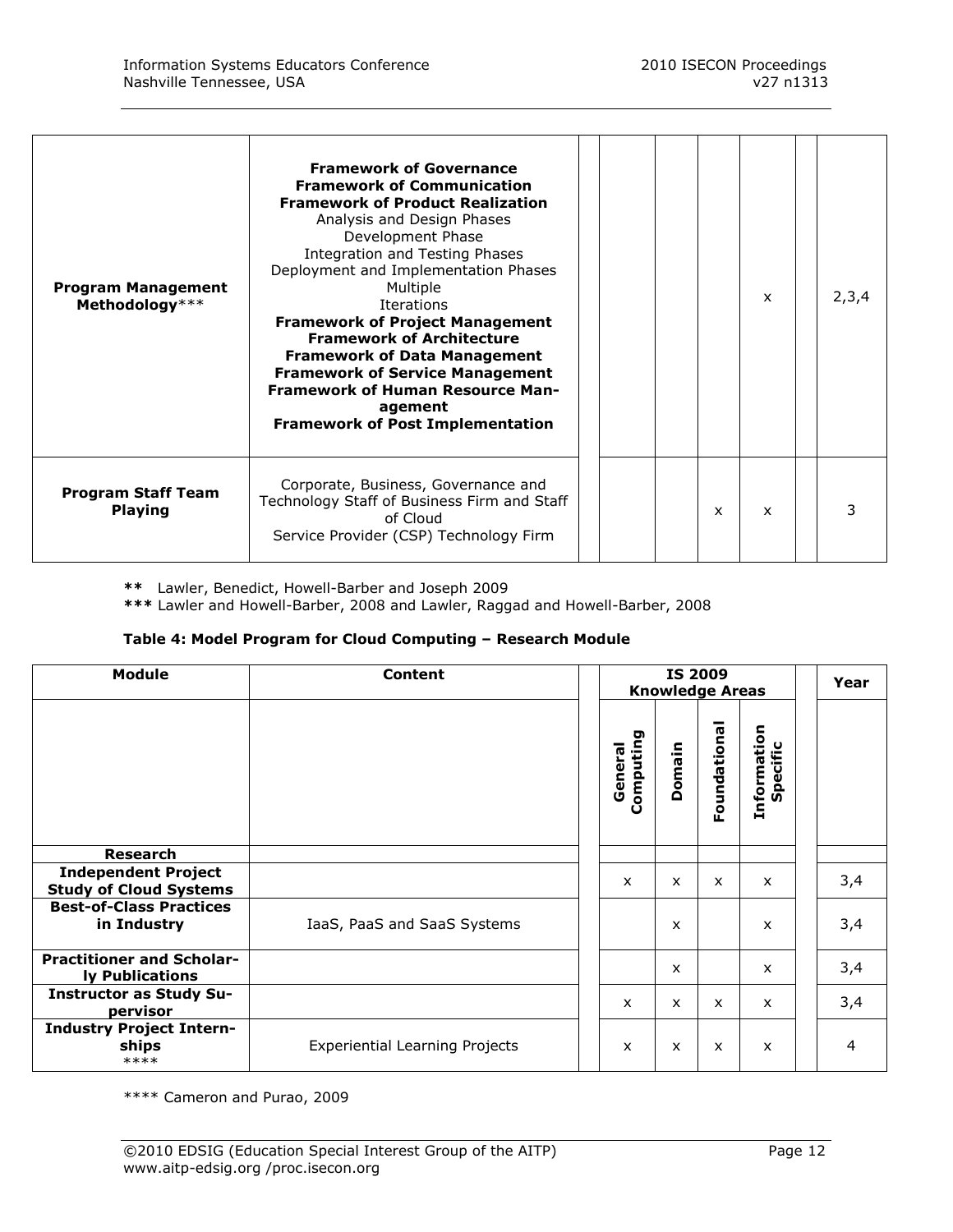| | | | | | | |
|---|---|---|---|---|---|---|
| **Program Management Methodology*** | **Framework of Governance**<br>**Framework of Communication**<br>**Framework of Product Realization**<br>Analysis and Design Phases<br>Development Phase<br>Integration and Testing Phases<br>Deployment and Implementation Phases<br>Multiple<br>Iterations<br>**Framework of Project Management**<br>**Framework of Architecture**<br>**Framework of Data Management**<br>**Framework of Service Management**<br>**Framework of Human Resource Management**<br>**Framework of Post Implementation** | | | | x | 2,3,4 |
| **Program Staff Team Playing** | Corporate, Business, Governance and Technology Staff of Business Firm and Staff of Cloud Service Provider (CSP) Technology Firm | | | x | x | 3 |

**** Lawler, Benedict, Howell-Barber and Joseph 2009

***** Lawler and Howell-Barber, 2008 and Lawler, Raggad and Howell-Barber, 2008

**Table 4: Model Program for Cloud Computing – Research Module**

| **Module** | **Content** | **IS 2009 Knowledge Areas** | | | | **Year** |
|---|---|---|---|---|---|---|
| | | **General Computing** | **Domain** | **Foundational** | **Information Specific** | |
| **Research** | | | | | | |
| **Independent Project Study of Cloud Systems** | | x | x | x | x | 3,4 |
| **Best-of-Class Practices in Industry** | IaaS, PaaS and SaaS Systems | | x | | x | 3,4 |
| **Practitioner and Scholarly Publications** | | | x | | x | 3,4 |
| **Instructor as Study Supervisor** | | x | x | x | x | 3,4 |
| **Industry Project Internships** **** | Experiential Learning Projects | x | x | x | x | 4 |

**** Cameron and Purao, 2009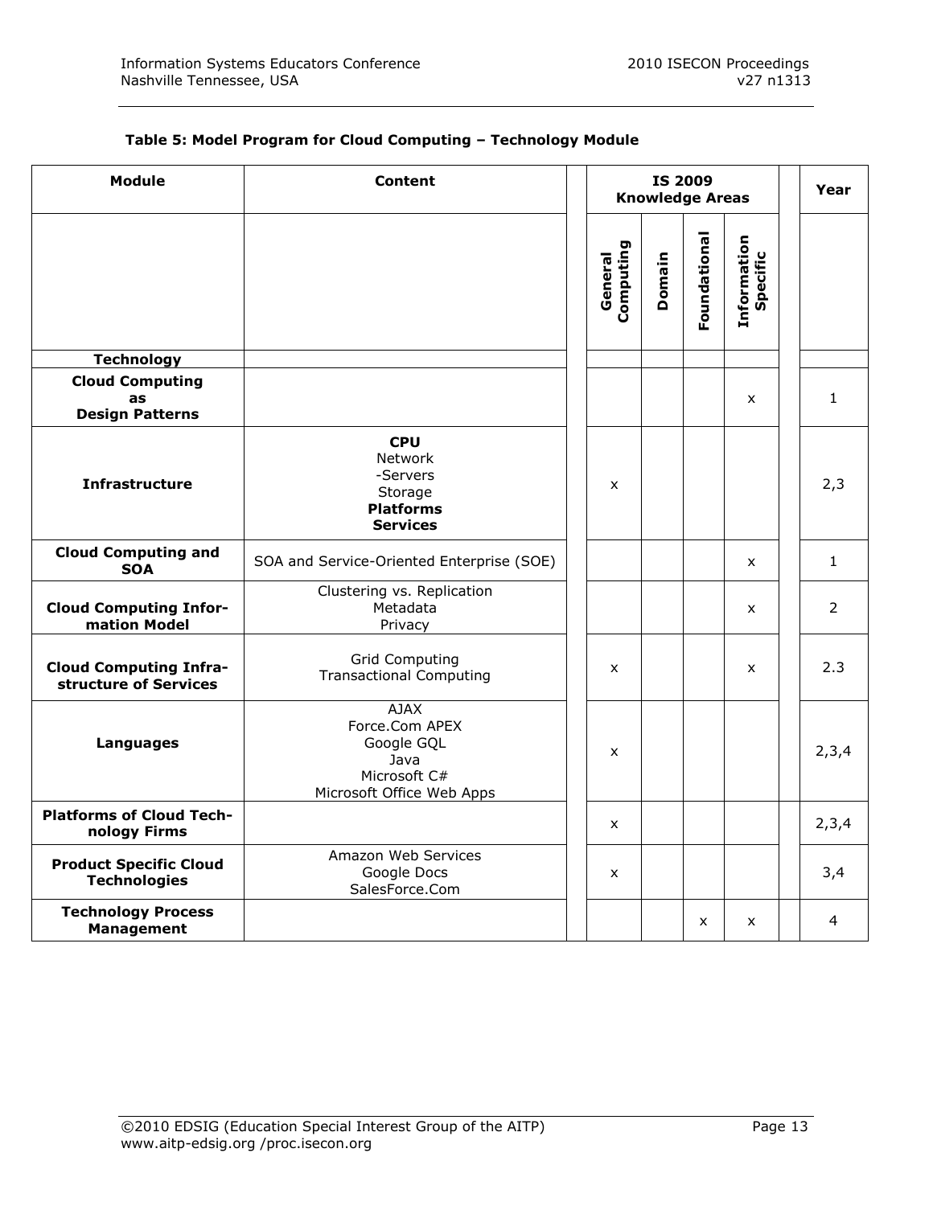**Table 5: Model Program for Cloud Computing – Technology Module**

| Module | Content | IS 2009 Knowledge Areas | | | | Year |
|---|---|---|---|---|---|---|
| | | General Computing | Domain | Foundational | Information Specific | |
| **Technology** | | | | | | |
| **Cloud Computing as Design Patterns** | | | | | x | 1 |
| **Infrastructure** | **CPU**<br>Network<br>-Servers<br>Storage<br>**Platforms**<br>**Services** | x | | | | 2,3 |
| **Cloud Computing and SOA** | SOA and Service-Oriented Enterprise (SOE) | | | | x | 1 |
| **Cloud Computing Information Model** | Clustering vs. Replication<br>Metadata<br>Privacy | | | | x | 2 |
| **Cloud Computing Infrastructure of Services** | Grid Computing<br>Transactional Computing | x | | | x | 2.3 |
| **Languages** | AJAX<br>Force.Com APEX<br>Google GQL<br>Java<br>Microsoft C#<br>Microsoft Office Web Apps | x | | | | 2,3,4 |
| **Platforms of Cloud Technology Firms** | | x | | | | 2,3,4 |
| **Product Specific Cloud Technologies** | Amazon Web Services<br>Google Docs<br>SalesForce.Com | x | | | | 3,4 |
| **Technology Process Management** | | | | x | x | 4 |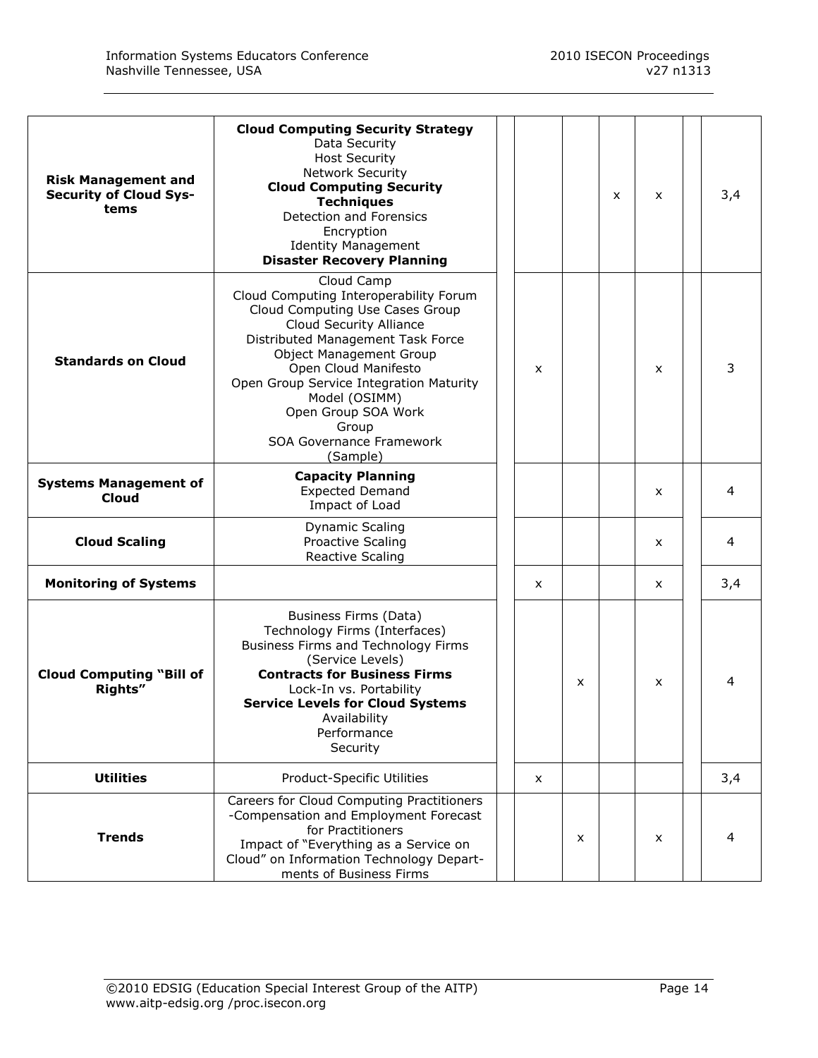| | | | | | | | | |
|---|---|---|---|---|---|---|---|---|
| **Risk Management and Security of Cloud Systems** | **Cloud Computing Security Strategy**<br>Data Security<br>Host Security<br>Network Security<br>**Cloud Computing Security Techniques**<br>Detection and Forensics<br>Encryption<br>Identity Management<br>**Disaster Recovery Planning** | | | | x | x | | 3,4 |
| **Standards on Cloud** | Cloud Camp<br>Cloud Computing Interoperability Forum<br>Cloud Computing Use Cases Group<br>Cloud Security Alliance<br>Distributed Management Task Force<br>Object Management Group<br>Open Cloud Manifesto<br>Open Group Service Integration Maturity Model (OSIMM)<br>Open Group SOA Work Group<br>SOA Governance Framework (Sample) | | x | | | x | | 3 |
| **Systems Management of Cloud** | **Capacity Planning**<br>Expected Demand<br>Impact of Load | | | | | x | | 4 |
| **Cloud Scaling** | Dynamic Scaling<br>Proactive Scaling<br>Reactive Scaling | | | | | x | | 4 |
| **Monitoring of Systems** | | | x | | | x | | 3,4 |
| **Cloud Computing "Bill of Rights"** | Business Firms (Data)<br>Technology Firms (Interfaces)<br>Business Firms and Technology Firms (Service Levels)<br>**Contracts for Business Firms**<br>Lock-In vs. Portability<br>**Service Levels for Cloud Systems**<br>Availability<br>Performance<br>Security | | | x | | x | | 4 |
| **Utilities** | Product-Specific Utilities | | x | | | | | 3,4 |
| **Trends** | Careers for Cloud Computing Practitioners<br>-Compensation and Employment Forecast for Practitioners<br>Impact of "Everything as a Service on Cloud" on Information Technology Departments of Business Firms | | | x | | x | | 4 |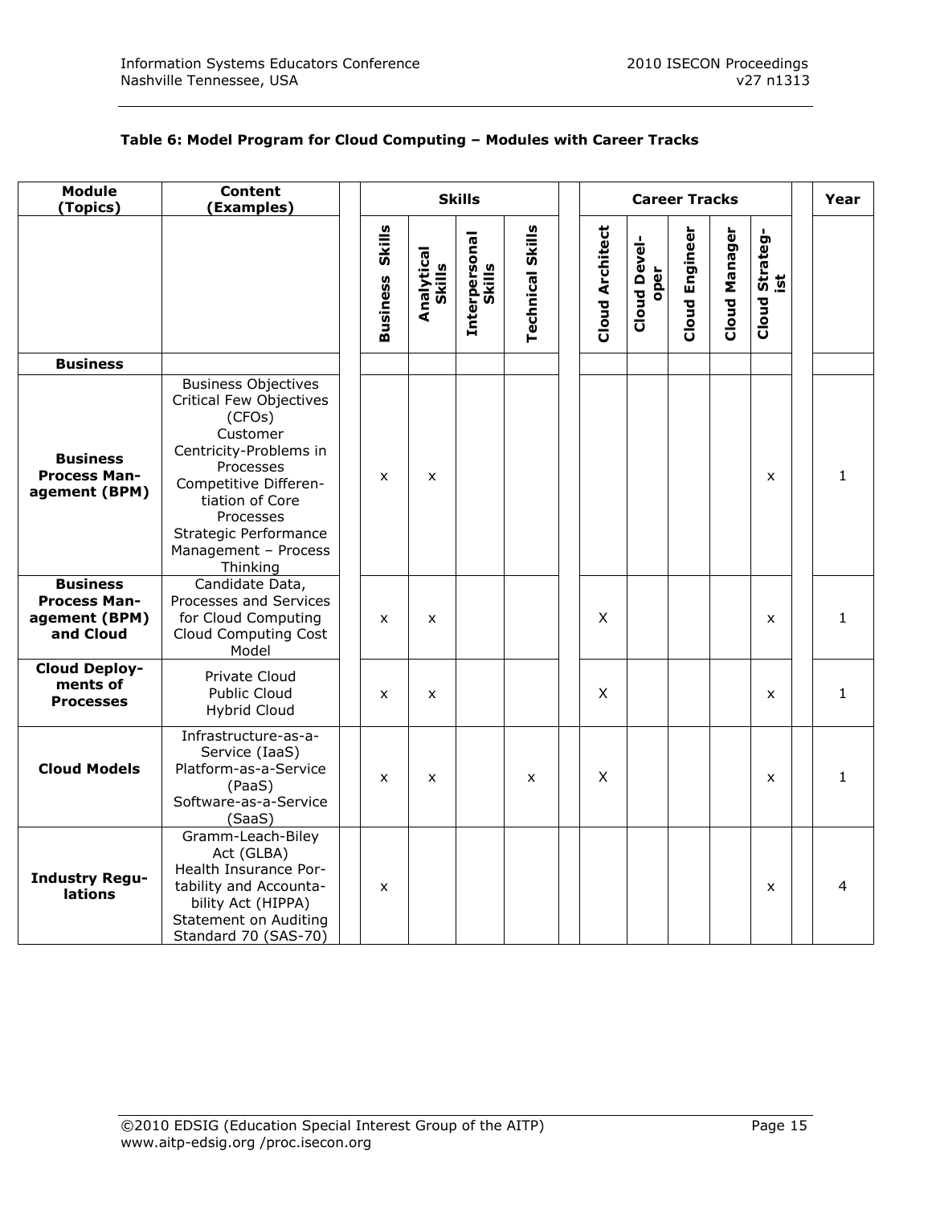**Table 6: Model Program for Cloud Computing – Modules with Career Tracks**

| Module (Topics) | Content (Examples) | Skills | | | | Career Tracks | | | | | Year |
|---|---|---|---|---|---|---|---|---|---|---|---|
| | | Business Skills | Analytical Skills | Interpersonal Skills | Technical Skills | Cloud Architect | Cloud Developer | Cloud Engineer | Cloud Manager | Cloud Strategist | |
| **Business** | | | | | | | | | | | |
| **Business Process Management (BPM)** | Business Objectives<br>Critical Few Objectives (CFOs)<br>Customer Centricity-Problems in Processes<br>Competitive Differentiation of Core Processes<br>Strategic Performance Management – Process Thinking | x | x | | | | | | | x | 1 |
| **Business Process Management (BPM) and Cloud** | Candidate Data, Processes and Services for Cloud Computing<br>Cloud Computing Cost Model | x | x | | | X | | | | x | 1 |
| **Cloud Deployments of Processes** | Private Cloud<br>Public Cloud<br>Hybrid Cloud | x | x | | | X | | | | x | 1 |
| **Cloud Models** | Infrastructure-as-a-Service (IaaS)<br>Platform-as-a-Service (PaaS)<br>Software-as-a-Service (SaaS) | x | x | | x | X | | | | x | 1 |
| **Industry Regulations** | Gramm-Leach-Biley Act (GLBA)<br>Health Insurance Portability and Accountability Act (HIPPA)<br>Statement on Auditing Standard 70 (SAS-70) | x | | | | | | | | x | 4 |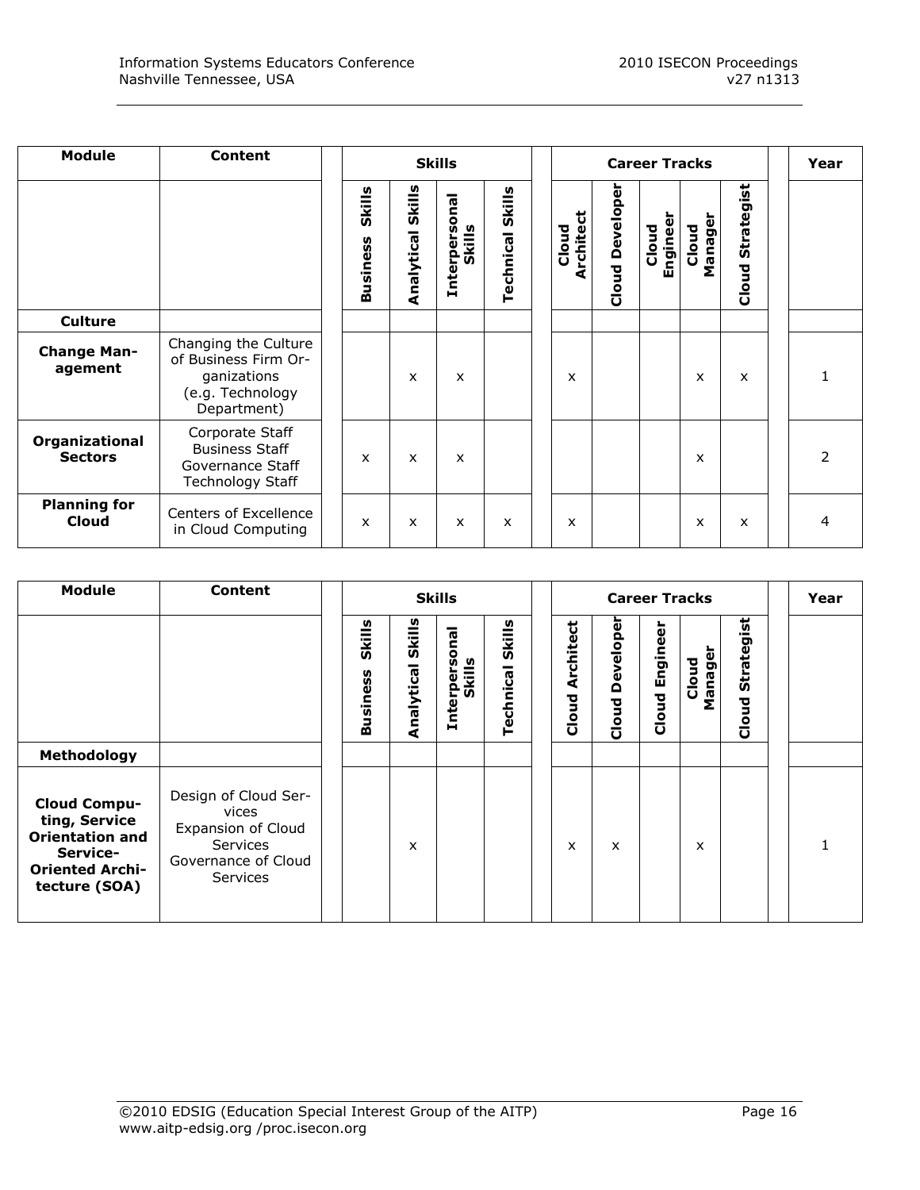| Module | Content | Skills | | | | Career Tracks | | | | | Year |
|---|---|---|---|---|---|---|---|---|---|---|---|
| | | Business Skills | Analytical Skills | Interpersonal Skills | Technical Skills | Cloud Architect | Cloud Developer | Cloud Engineer | Cloud Manager | Cloud Strategist | |
| **Culture** | | | | | | | | | | | |
| **Change Management** | Changing the Culture of Business Firm Organizations (e.g. Technology Department) | | x | x | | x | | | x | x | 1 |
| **Organizational Sectors** | Corporate Staff<br>Business Staff<br>Governance Staff<br>Technology Staff | x | x | x | | | | | x | | 2 |
| **Planning for Cloud** | Centers of Excellence in Cloud Computing | x | x | x | x | x | | | x | x | 4 |

| Module | Content | Skills | | | | Career Tracks | | | | | Year |
|---|---|---|---|---|---|---|---|---|---|---|---|
| | | Business Skills | Analytical Skills | Interpersonal Skills | Technical Skills | Cloud Architect | Cloud Developer | Cloud Engineer | Cloud Manager | Cloud Strategist | |
| **Methodology** | | | | | | | | | | | |
| **Cloud Computing, Service Orientation and Service-Oriented Architecture (SOA)** | Design of Cloud Services<br>Expansion of Cloud Services<br>Governance of Cloud Services | | x | | | x | x | | x | | 1 |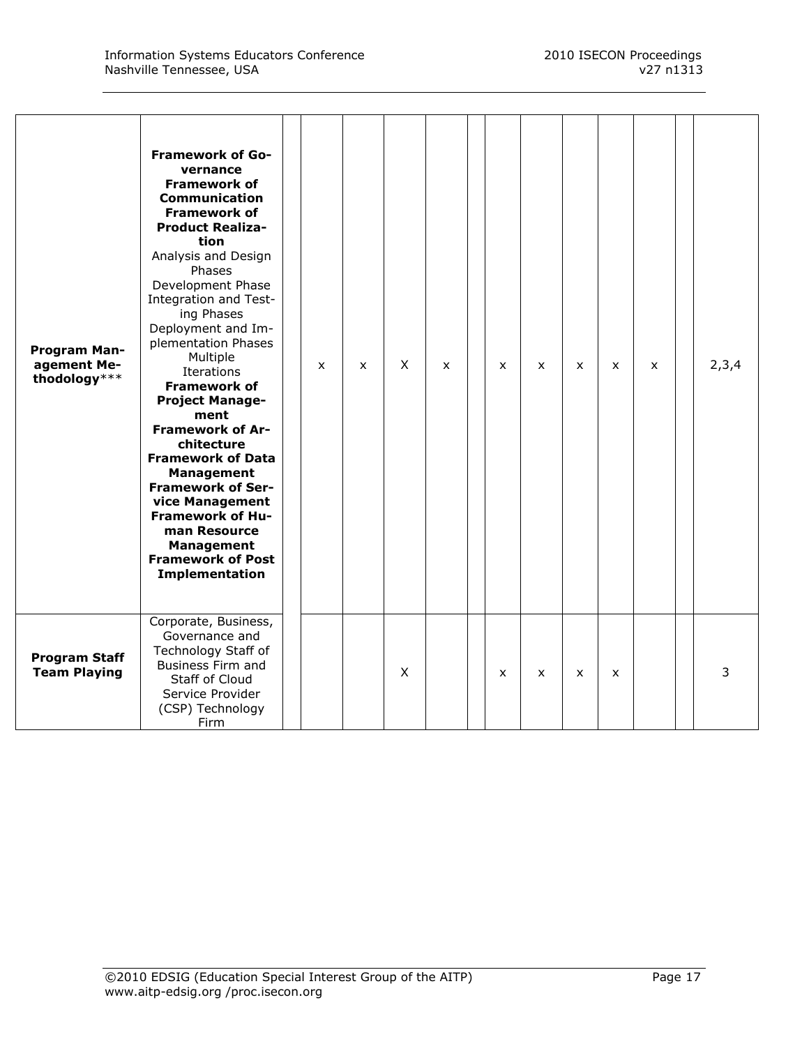| | | | | | | | | | | | | | | |
|---|---|---|---|---|---|---|---|---|---|---|---|---|---|---|
| **Program Management Methodology***** | **Framework of Governance**<br>**Framework of Communication**<br>**Framework of Product Realization**<br>Analysis and Design Phases<br>Development Phase<br>Integration and Testing Phases<br>Deployment and Implementation Phases<br>Multiple Iterations<br>**Framework of Project Management**<br>**Framework of Architecture**<br>**Framework of Data Management**<br>**Framework of Service Management**<br>**Framework of Human Resource Management**<br>**Framework of Post Implementation** | | x | x | X | x | | x | x | x | x | x | | 2,3,4 |
| **Program Staff Team Playing** | Corporate, Business, Governance and Technology Staff of Business Firm and Staff of Cloud Service Provider (CSP) Technology Firm | | | | X | | | x | x | x | x | | | 3 |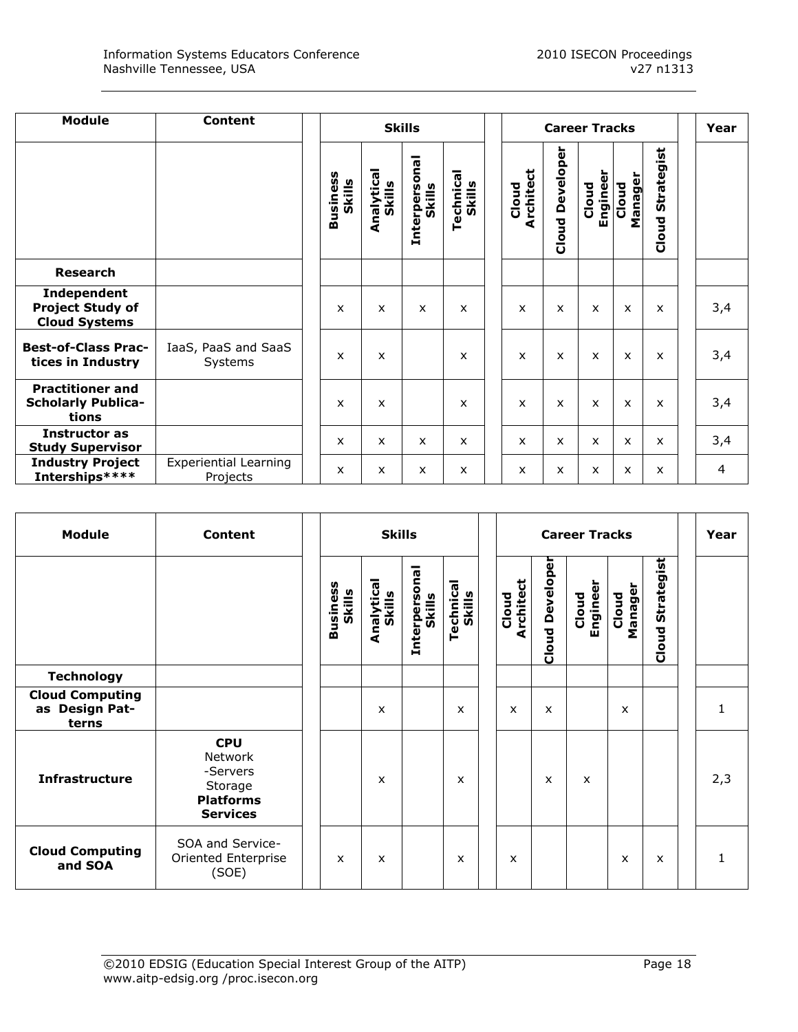| Module | Content | Skills | | | | Career Tracks | | | | | Year |
|---|---|---|---|---|---|---|---|---|---|---|---|
| | | Business Skills | Analytical Skills | Interpersonal Skills | Technical Skills | Cloud Architect | Cloud Developer | Cloud Engineer | Cloud Manager | Cloud Strategist | |
| **Research** | | | | | | | | | | | |
| **Independent Project Study of Cloud Systems** | | x | x | x | x | x | x | x | x | x | 3,4 |
| **Best-of-Class Practices in Industry** | IaaS, PaaS and SaaS Systems | x | x | | x | x | x | x | x | x | 3,4 |
| **Practitioner and Scholarly Publications** | | x | x | | x | x | x | x | x | x | 3,4 |
| **Instructor as Study Supervisor** | | x | x | x | x | x | x | x | x | x | 3,4 |
| **Industry Project Interships\*\*\*\*** | Experiential Learning Projects | x | x | x | x | x | x | x | x | x | 4 |

| Module | Content | Skills | | | | Career Tracks | | | | | Year |
|---|---|---|---|---|---|---|---|---|---|---|---|
| | | Business Skills | Analytical Skills | Interpersonal Skills | Technical Skills | Cloud Architect | Cloud Developer | Cloud Engineer | Cloud Manager | Cloud Strategist | |
| **Technology** | | | | | | | | | | | |
| **Cloud Computing as Design Patterns** | | | x | | x | x | x | | x | | 1 |
| **Infrastructure** | **CPU** Network -Servers Storage **Platforms** **Services** | | x | | x | | x | x | | | 2,3 |
| **Cloud Computing and SOA** | SOA and Service-Oriented Enterprise (SOE) | x | x | | x | x | | | x | x | 1 |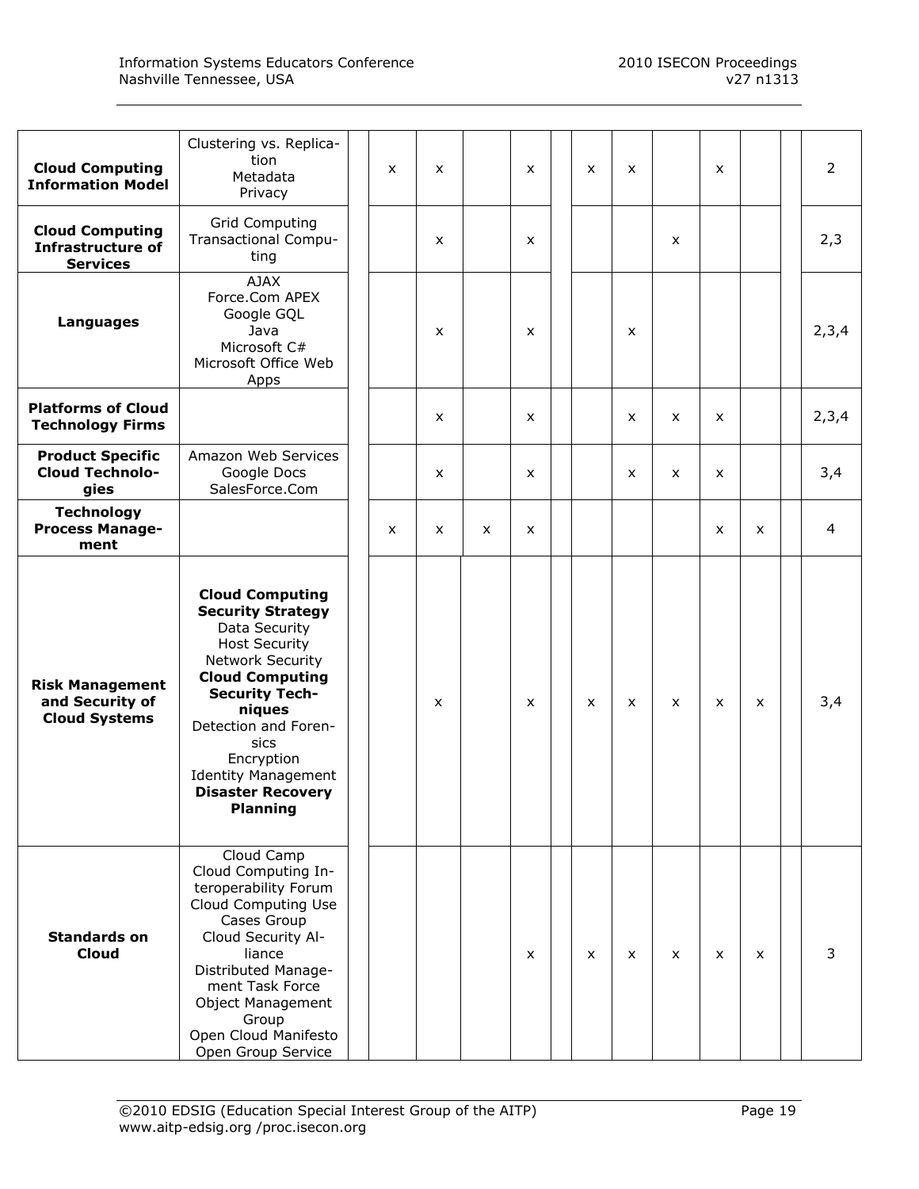| | | | | | | | | | | | |
|---|---|---|---|---|---|---|---|---|---|---|---|
| **Cloud Computing Information Model** | Clustering vs. Replication<br>Metadata<br>Privacy | x | x | | x | x | x | | x | | 2 |
| **Cloud Computing Infrastructure of Services** | Grid Computing<br>Transactional Computing | | x | | x | | | x | | | 2,3 |
| **Languages** | AJAX<br>Force.Com APEX<br>Google GQL<br>Java<br>Microsoft C#<br>Microsoft Office Web Apps | | x | | x | | x | | | | 2,3,4 |
| **Platforms of Cloud Technology Firms** | | | x | | x | | x | x | x | | 2,3,4 |
| **Product Specific Cloud Technologies** | Amazon Web Services<br>Google Docs<br>SalesForce.Com | | x | | x | | x | x | x | | 3,4 |
| **Technology Process Management** | | x | x | x | x | | | | x | x | 4 |
| **Risk Management and Security of Cloud Systems** | **Cloud Computing Security Strategy**<br>Data Security<br>Host Security<br>Network Security<br>**Cloud Computing Security Techniques**<br>Detection and Forensics<br>Encryption<br>Identity Management<br>**Disaster Recovery Planning** | | x | | x | x | x | x | x | x | 3,4 |
| **Standards on Cloud** | Cloud Camp<br>Cloud Computing Interoperability Forum<br>Cloud Computing Use Cases Group<br>Cloud Security Alliance<br>Distributed Management Task Force<br>Object Management Group<br>Open Cloud Manifesto<br>Open Group Service | | | | x | x | x | x | x | x | 3 |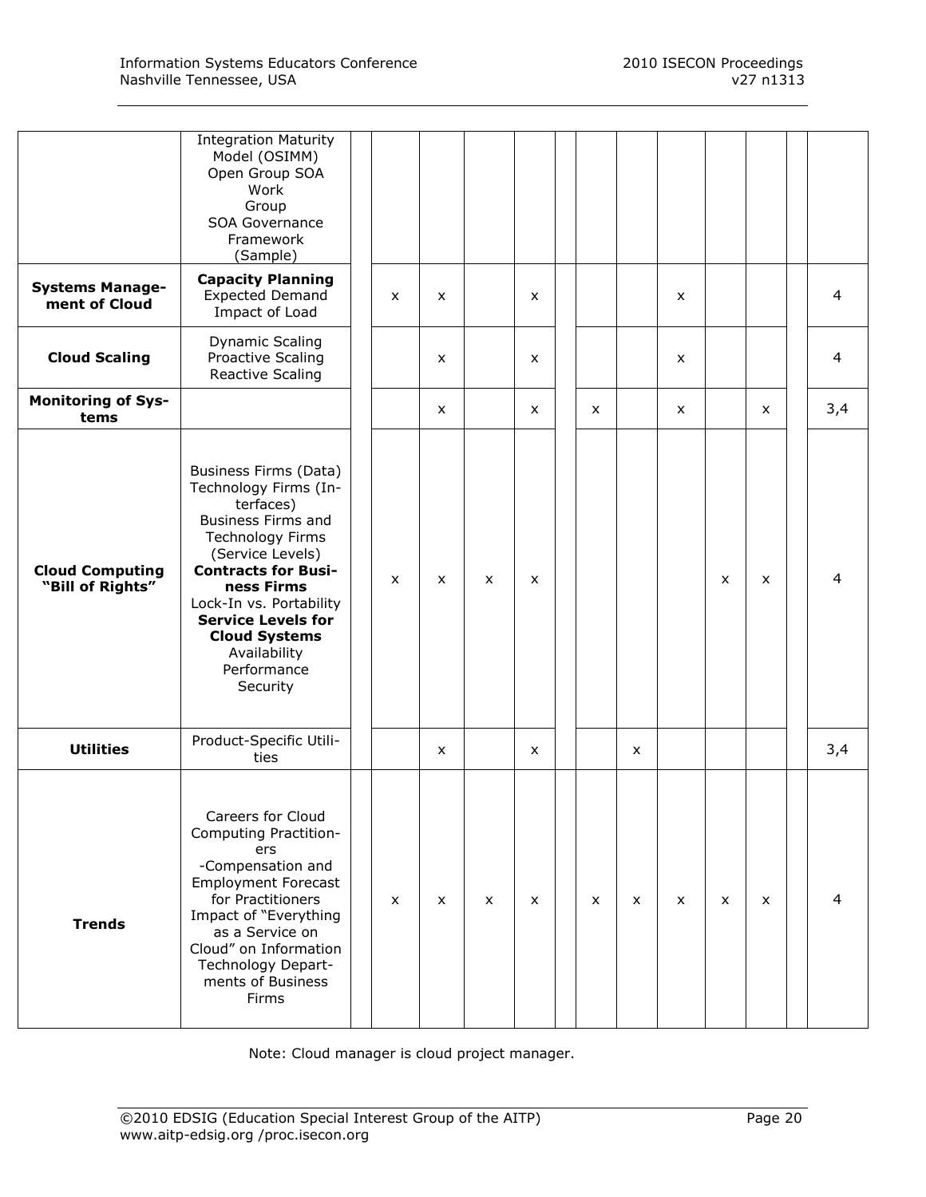| | | | | | | | | | | | |
|---|---|---|---|---|---|---|---|---|---|---|---|
| | Integration Maturity Model (OSIMM) Open Group SOA Work Group SOA Governance Framework (Sample) | | | | | | | | | | |
| **Systems Management of Cloud** | **Capacity Planning** Expected Demand Impact of Load | x | x | | x | | | x | | | 4 |
| **Cloud Scaling** | Dynamic Scaling Proactive Scaling Reactive Scaling | | x | | x | | | x | | | 4 |
| **Monitoring of Systems** | | | x | | x | x | | x | | x | 3,4 |
| **Cloud Computing "Bill of Rights"** | Business Firms (Data) Technology Firms (Interfaces) Business Firms and Technology Firms (Service Levels) **Contracts for Business Firms** Lock-In vs. Portability **Service Levels for Cloud Systems** Availability Performance Security | x | x | x | x | | | | x | x | 4 |
| **Utilities** | Product-Specific Utilities | | x | | x | | x | | | | 3,4 |
| **Trends** | Careers for Cloud Computing Practitioners -Compensation and Employment Forecast for Practitioners Impact of "Everything as a Service on Cloud" on Information Technology Departments of Business Firms | x | x | x | x | x | x | x | x | x | 4 |

Note: Cloud manager is cloud project manager.